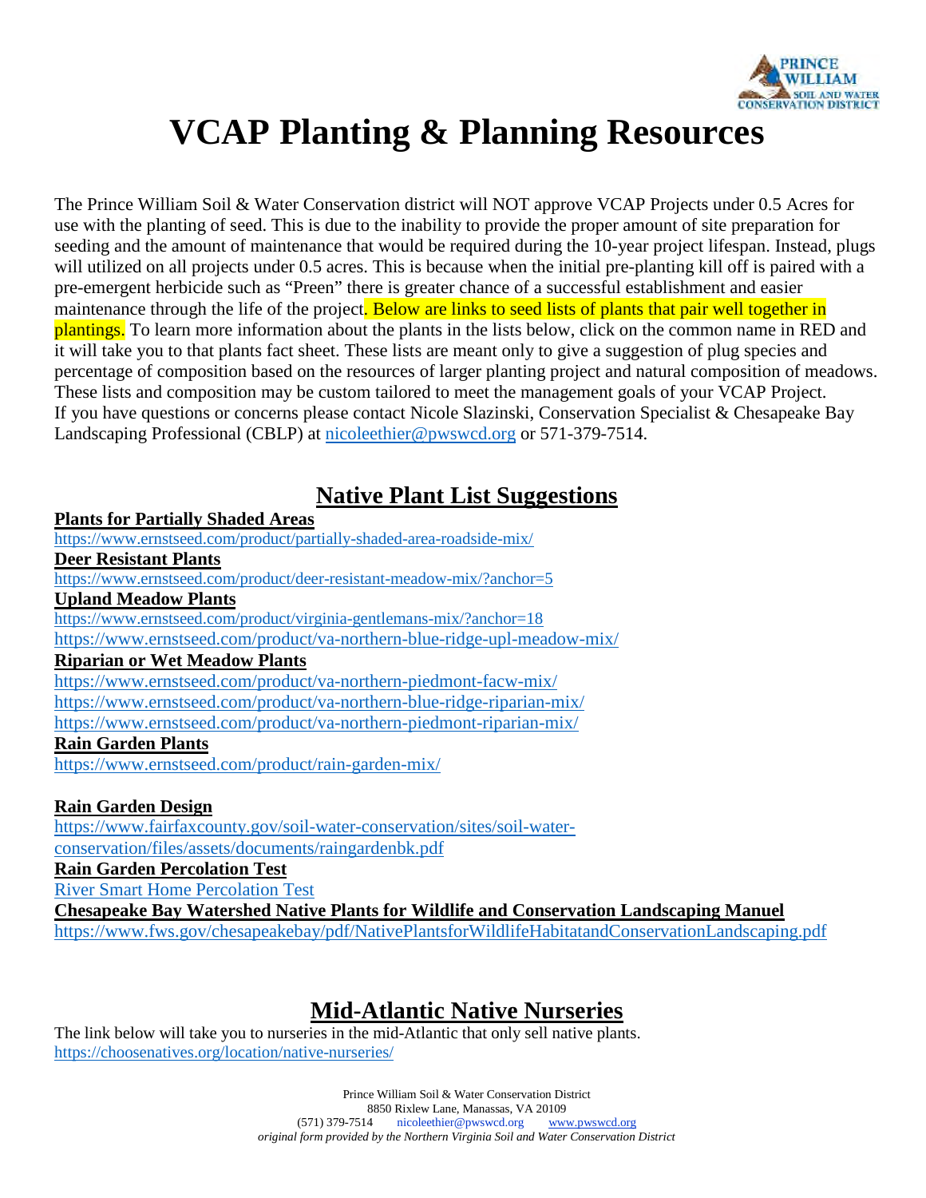# VCAP Planting & Planning Resources

The Prince William Soil & Water Conservation district will NOT approve VCAP Projects under 0.5 Acres for use with the planting of seed. This is due to the inability to provide the proper amount of site preparation for seeding and the amount of maintenance that would be required during the 10-year project lifespan. Instead, plugs will utilized on all projects under 0.5 acres. This is because when the initial pre-planting kill off is paired with a pre-emergent herbicide such as "Preen" there is greater chance of a successful establishment and easier maintenance through the life of the project. Below are links to seed lists of plants that pair well together in plantings. To learn more information about the plants in the lists below, click on the common name in RED and it will take you to that plants fact sheet. These lists are meant only to give a suggestion of plug species and percentage of composition based on the resources of larger planting project and natural composition of meadows. These lists and composition may be custom tailored to meet the management goals of your VCAP Project. If you have questions or concerns please contact Nicole Slazinski, Conservation Specialist & Chesapeake Bay Landscaping Professional (CBLP) at nicoleethier@pwswcd.org or 571-379-7514.

## Native Plant List Suggestions

**Plants for Partially Shaded Areas**
https://www.ernstseed.com/product/partially-shaded-area-roadside-mix/

**Deer Resistant Plants**
https://www.ernstseed.com/product/deer-resistant-meadow-mix/?anchor=5

**Upland Meadow Plants**
https://www.ernstseed.com/product/virginia-gentlemans-mix/?anchor=18
https://www.ernstseed.com/product/va-northern-blue-ridge-upl-meadow-mix/

**Riparian or Wet Meadow Plants**
https://www.ernstseed.com/product/va-northern-piedmont-facw-mix/
https://www.ernstseed.com/product/va-northern-blue-ridge-riparian-mix/
https://www.ernstseed.com/product/va-northern-piedmont-riparian-mix/

**Rain Garden Plants**
https://www.ernstseed.com/product/rain-garden-mix/

**Rain Garden Design**
https://www.fairfaxcounty.gov/soil-water-conservation/sites/soil-water-conservation/files/assets/documents/raingardenbk.pdf

**Rain Garden Percolation Test**
River Smart Home Percolation Test

**Chesapeake Bay Watershed Native Plants for Wildlife and Conservation Landscaping Manuel**
https://www.fws.gov/chesapeakebay/pdf/NativePlantsforWildlifeHabitatandConservationLandscaping.pdf

## Mid-Atlantic Native Nurseries

The link below will take you to nurseries in the mid-Atlantic that only sell native plants.
https://choosenatives.org/location/native-nurseries/

Prince William Soil & Water Conservation District
8850 Rixlew Lane, Manassas, VA 20109
(571) 379-7514 nicoleethier@pwswcd.org www.pwswcd.org
*original form provided by the Northern Virginia Soil and Water Conservation District*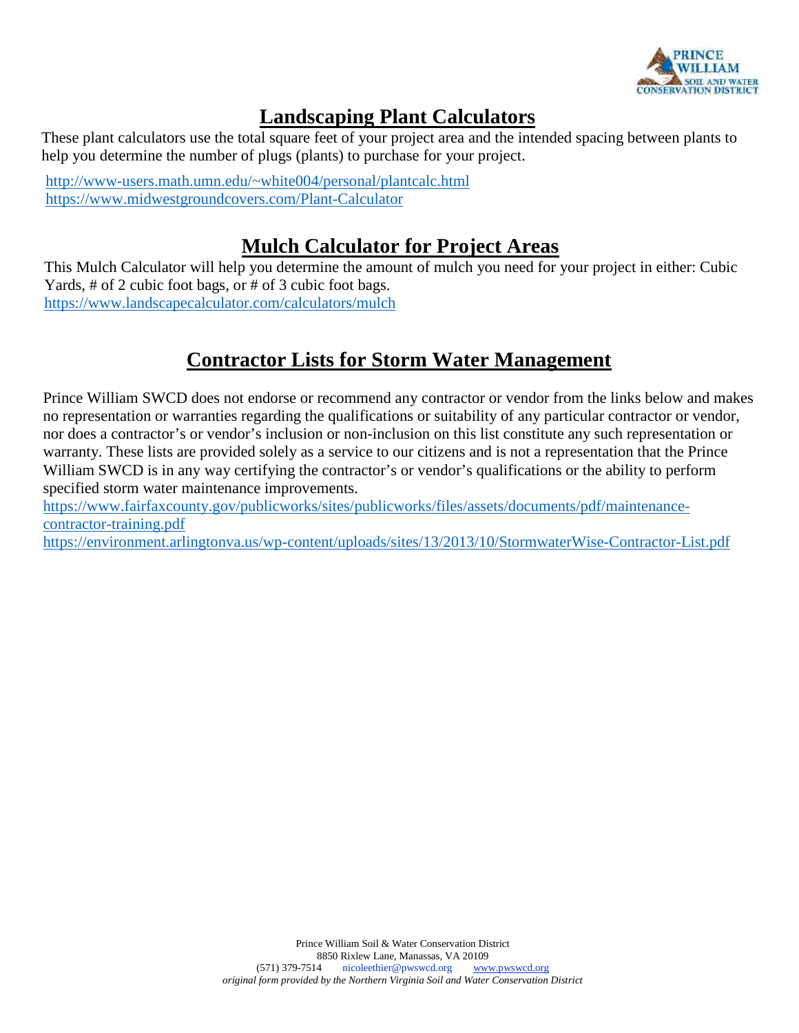## Landscaping Plant Calculators

These plant calculators use the total square feet of your project area and the intended spacing between plants to help you determine the number of plugs (plants) to purchase for your project.

http://www-users.math.umn.edu/~white004/personal/plantcalc.html
https://www.midwestgroundcovers.com/Plant-Calculator

## Mulch Calculator for Project Areas

This Mulch Calculator will help you determine the amount of mulch you need for your project in either: Cubic Yards, # of 2 cubic foot bags, or # of 3 cubic foot bags.
https://www.landscapecalculator.com/calculators/mulch

## Contractor Lists for Storm Water Management

Prince William SWCD does not endorse or recommend any contractor or vendor from the links below and makes no representation or warranties regarding the qualifications or suitability of any particular contractor or vendor, nor does a contractor's or vendor's inclusion or non-inclusion on this list constitute any such representation or warranty. These lists are provided solely as a service to our citizens and is not a representation that the Prince William SWCD is in any way certifying the contractor's or vendor's qualifications or the ability to perform specified storm water maintenance improvements.
https://www.fairfaxcounty.gov/publicworks/sites/publicworks/files/assets/documents/pdf/maintenance-contractor-training.pdf
https://environment.arlingtonva.us/wp-content/uploads/sites/13/2013/10/StormwaterWise-Contractor-List.pdf

Prince William Soil & Water Conservation District
8850 Rixlew Lane, Manassas, VA 20109
(571) 379-7514 nicoleethier@pwswcd.org www.pwswcd.org
*original form provided by the Northern Virginia Soil and Water Conservation District*